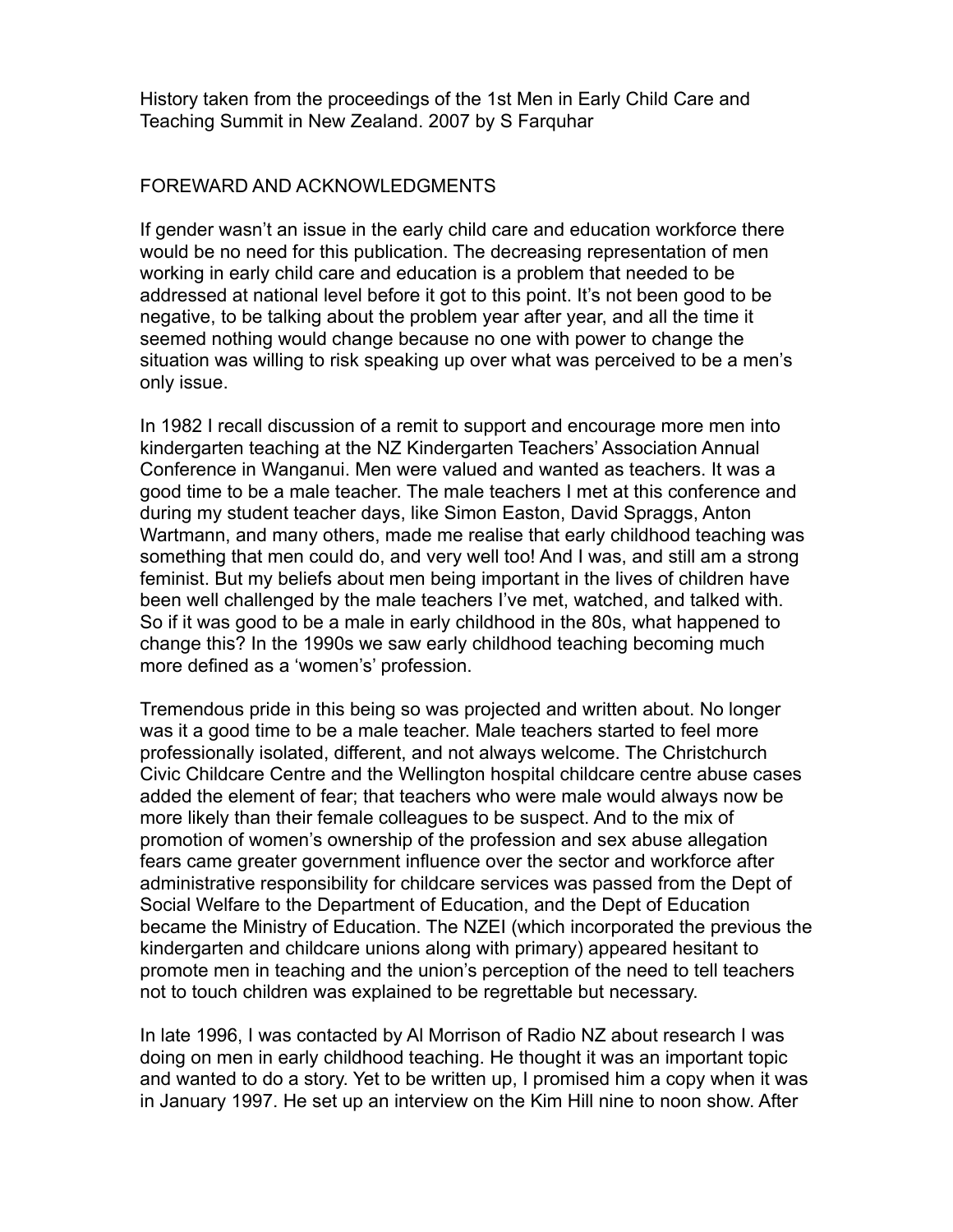History taken from the proceedings of the 1st Men in Early Child Care and Teaching Summit in New Zealand. 2007 by S Farquhar

## FOREWARD AND ACKNOWLEDGMENTS

If gender wasn't an issue in the early child care and education workforce there would be no need for this publication. The decreasing representation of men working in early child care and education is a problem that needed to be addressed at national level before it got to this point. It's not been good to be negative, to be talking about the problem year after year, and all the time it seemed nothing would change because no one with power to change the situation was willing to risk speaking up over what was perceived to be a men's only issue.

In 1982 I recall discussion of a remit to support and encourage more men into kindergarten teaching at the NZ Kindergarten Teachers' Association Annual Conference in Wanganui. Men were valued and wanted as teachers. It was a good time to be a male teacher. The male teachers I met at this conference and during my student teacher days, like Simon Easton, David Spraggs, Anton Wartmann, and many others, made me realise that early childhood teaching was something that men could do, and very well too! And I was, and still am a strong feminist. But my beliefs about men being important in the lives of children have been well challenged by the male teachers I've met, watched, and talked with. So if it was good to be a male in early childhood in the 80s, what happened to change this? In the 1990s we saw early childhood teaching becoming much more defined as a 'women's' profession.

Tremendous pride in this being so was projected and written about. No longer was it a good time to be a male teacher. Male teachers started to feel more professionally isolated, different, and not always welcome. The Christchurch Civic Childcare Centre and the Wellington hospital childcare centre abuse cases added the element of fear; that teachers who were male would always now be more likely than their female colleagues to be suspect. And to the mix of promotion of women's ownership of the profession and sex abuse allegation fears came greater government influence over the sector and workforce after administrative responsibility for childcare services was passed from the Dept of Social Welfare to the Department of Education, and the Dept of Education became the Ministry of Education. The NZEI (which incorporated the previous the kindergarten and childcare unions along with primary) appeared hesitant to promote men in teaching and the union's perception of the need to tell teachers not to touch children was explained to be regrettable but necessary.

In late 1996, I was contacted by Al Morrison of Radio NZ about research I was doing on men in early childhood teaching. He thought it was an important topic and wanted to do a story. Yet to be written up, I promised him a copy when it was in January 1997. He set up an interview on the Kim Hill nine to noon show. After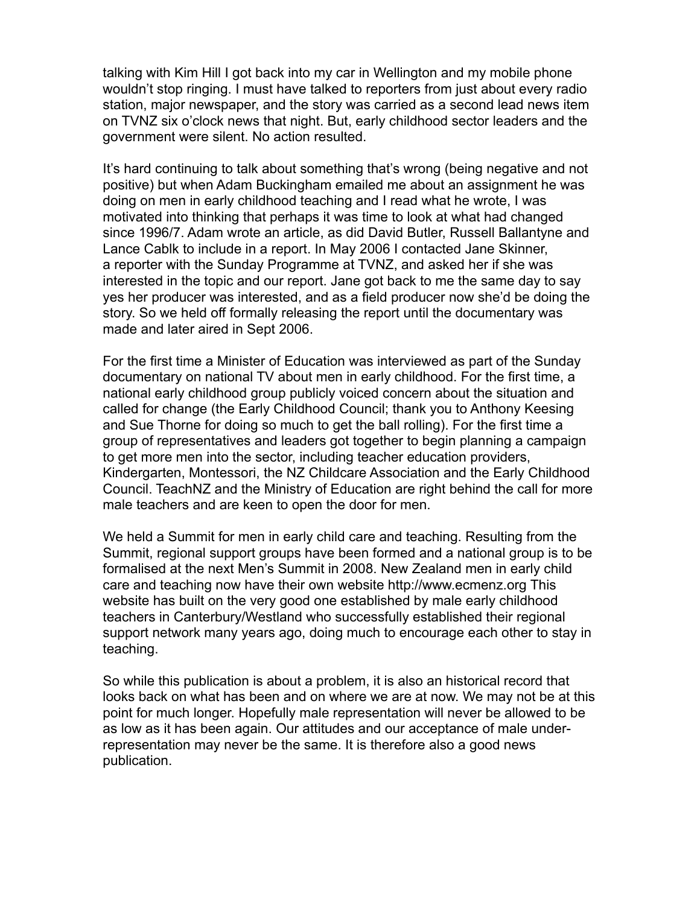talking with Kim Hill I got back into my car in Wellington and my mobile phone wouldn't stop ringing. I must have talked to reporters from just about every radio station, major newspaper, and the story was carried as a second lead news item on TVNZ six o'clock news that night. But, early childhood sector leaders and the government were silent. No action resulted.

It's hard continuing to talk about something that's wrong (being negative and not positive) but when Adam Buckingham emailed me about an assignment he was doing on men in early childhood teaching and I read what he wrote, I was motivated into thinking that perhaps it was time to look at what had changed since 1996/7. Adam wrote an article, as did David Butler, Russell Ballantyne and Lance Cablk to include in a report. In May 2006 I contacted Jane Skinner, a reporter with the Sunday Programme at TVNZ, and asked her if she was interested in the topic and our report. Jane got back to me the same day to say yes her producer was interested, and as a field producer now she'd be doing the story. So we held off formally releasing the report until the documentary was made and later aired in Sept 2006.

For the first time a Minister of Education was interviewed as part of the Sunday documentary on national TV about men in early childhood. For the first time, a national early childhood group publicly voiced concern about the situation and called for change (the Early Childhood Council; thank you to Anthony Keesing and Sue Thorne for doing so much to get the ball rolling). For the first time a group of representatives and leaders got together to begin planning a campaign to get more men into the sector, including teacher education providers, Kindergarten, Montessori, the NZ Childcare Association and the Early Childhood Council. TeachNZ and the Ministry of Education are right behind the call for more male teachers and are keen to open the door for men.

We held a Summit for men in early child care and teaching. Resulting from the Summit, regional support groups have been formed and a national group is to be formalised at the next Men's Summit in 2008. New Zealand men in early child care and teaching now have their own website http://www.ecmenz.org This website has built on the very good one established by male early childhood teachers in Canterbury/Westland who successfully established their regional support network many years ago, doing much to encourage each other to stay in teaching.

So while this publication is about a problem, it is also an historical record that looks back on what has been and on where we are at now. We may not be at this point for much longer. Hopefully male representation will never be allowed to be as low as it has been again. Our attitudes and our acceptance of male under-representation may never be the same. It is therefore also a good news publication.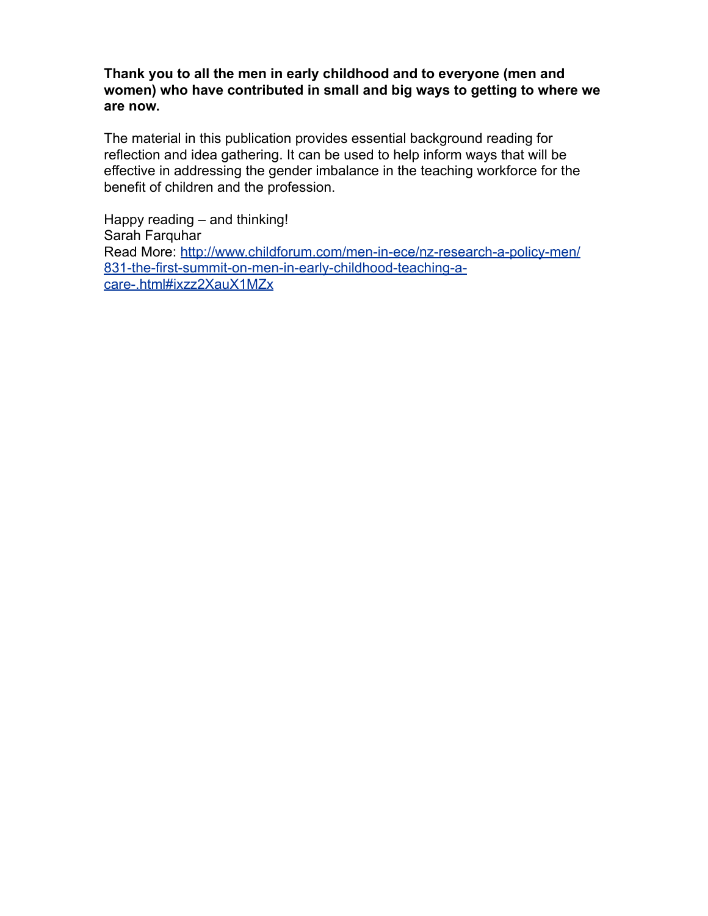**Thank you to all the men in early childhood and to everyone (men and women) who have contributed in small and big ways to getting to where we are now.**

The material in this publication provides essential background reading for reflection and idea gathering. It can be used to help inform ways that will be effective in addressing the gender imbalance in the teaching workforce for the benefit of children and the profession.

Happy reading – and thinking!
Sarah Farquhar
Read More: [http://www.childforum.com/men-in-ece/nz-research-a-policy-men/831-the-first-summit-on-men-in-early-childhood-teaching-a-care-.html#ixzz2XauX1MZx](http://www.childforum.com/men-in-ece/nz-research-a-policy-men/831-the-first-summit-on-men-in-early-childhood-teaching-a-care-.html#ixzz2XauX1MZx)